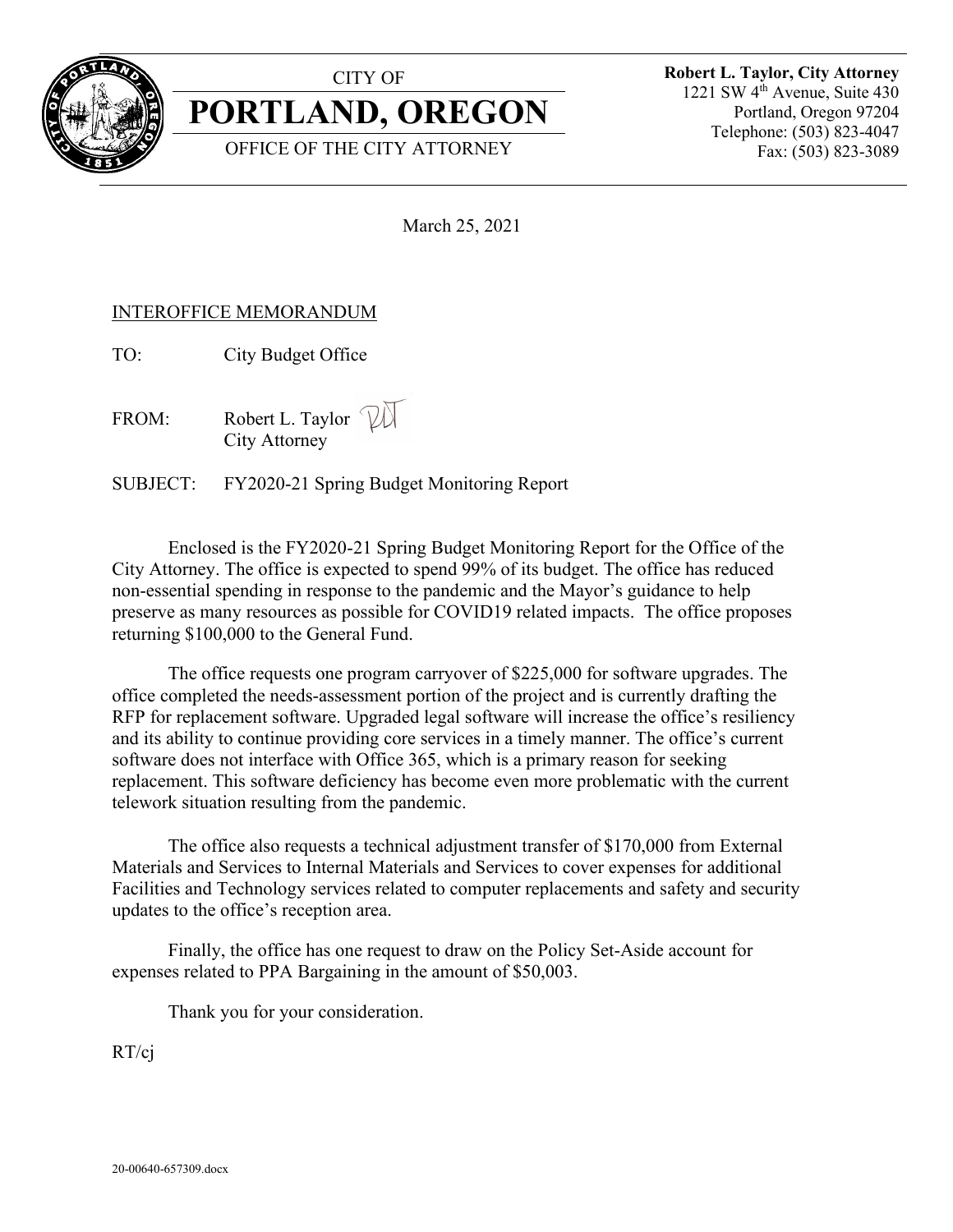CITY OF

# PORTLAND, OREGON

OFFICE OF THE CITY ATTORNEY

**Robert L. Taylor, City Attorney**
1221 SW 4th Avenue, Suite 430
Portland, Oregon 97204
Telephone: (503) 823-4047
Fax: (503) 823-3089

March 25, 2021

INTEROFFICE MEMORANDUM

TO: City Budget Office

FROM: Robert L. Taylor
City Attorney

SUBJECT: FY2020-21 Spring Budget Monitoring Report

Enclosed is the FY2020-21 Spring Budget Monitoring Report for the Office of the City Attorney. The office is expected to spend 99% of its budget. The office has reduced non-essential spending in response to the pandemic and the Mayor's guidance to help preserve as many resources as possible for COVID19 related impacts. The office proposes returning $100,000 to the General Fund.

The office requests one program carryover of $225,000 for software upgrades. The office completed the needs-assessment portion of the project and is currently drafting the RFP for replacement software. Upgraded legal software will increase the office's resiliency and its ability to continue providing core services in a timely manner. The office's current software does not interface with Office 365, which is a primary reason for seeking replacement. This software deficiency has become even more problematic with the current telework situation resulting from the pandemic.

The office also requests a technical adjustment transfer of $170,000 from External Materials and Services to Internal Materials and Services to cover expenses for additional Facilities and Technology services related to computer replacements and safety and security updates to the office's reception area.

Finally, the office has one request to draw on the Policy Set-Aside account for expenses related to PPA Bargaining in the amount of $50,003.

Thank you for your consideration.

RT/cj

20-00640-657309.docx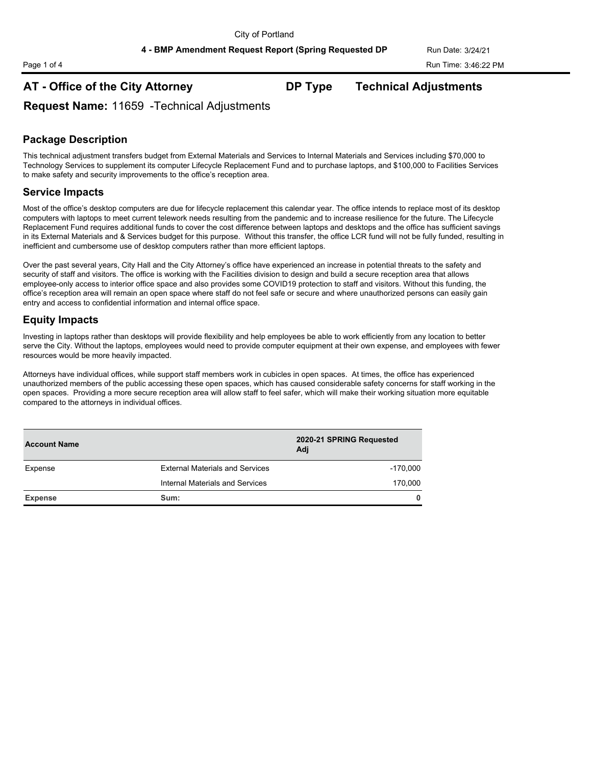City of Portland

**4 - BMP Amendment Request Report (Spring Requested DP**

Run Date: 3/24/21

Run Time: 3:46:22 PM

## AT - Office of the City Attorney    DP Type    Technical Adjustments

### Request Name: 11659 -Technical Adjustments

### Package Description

This technical adjustment transfers budget from External Materials and Services to Internal Materials and Services including $70,000 to Technology Services to supplement its computer Lifecycle Replacement Fund and to purchase laptops, and $100,000 to Facilities Services to make safety and security improvements to the office's reception area.

### Service Impacts

Most of the office's desktop computers are due for lifecycle replacement this calendar year. The office intends to replace most of its desktop computers with laptops to meet current telework needs resulting from the pandemic and to increase resilience for the future. The Lifecycle Replacement Fund requires additional funds to cover the cost difference between laptops and desktops and the office has sufficient savings in its External Materials and & Services budget for this purpose. Without this transfer, the office LCR fund will not be fully funded, resulting in inefficient and cumbersome use of desktop computers rather than more efficient laptops.

Over the past several years, City Hall and the City Attorney's office have experienced an increase in potential threats to the safety and security of staff and visitors. The office is working with the Facilities division to design and build a secure reception area that allows employee-only access to interior office space and also provides some COVID19 protection to staff and visitors. Without this funding, the office's reception area will remain an open space where staff do not feel safe or secure and where unauthorized persons can easily gain entry and access to confidential information and internal office space.

### Equity Impacts

Investing in laptops rather than desktops will provide flexibility and help employees be able to work efficiently from any location to better serve the City. Without the laptops, employees would need to provide computer equipment at their own expense, and employees with fewer resources would be more heavily impacted.

Attorneys have individual offices, while support staff members work in cubicles in open spaces. At times, the office has experienced unauthorized members of the public accessing these open spaces, which has caused considerable safety concerns for staff working in the open spaces. Providing a more secure reception area will allow staff to feel safer, which will make their working situation more equitable compared to the attorneys in individual offices.

| Account Name | | 2020-21 SPRING Requested Adj |
|---|---|---|
| Expense | External Materials and Services | -170,000 |
| | Internal Materials and Services | 170,000 |
| **Expense** | **Sum:** | **0** |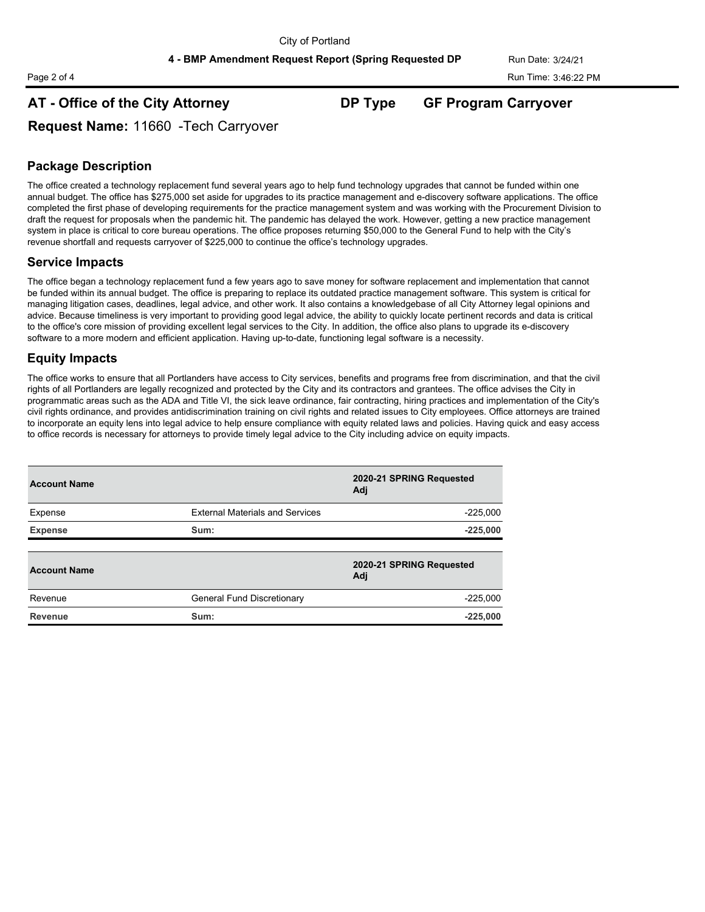## AT - Office of the City Attorney

**DP Type** GF Program Carryover

**Request Name:** 11660 -Tech Carryover

### Package Description

The office created a technology replacement fund several years ago to help fund technology upgrades that cannot be funded within one annual budget. The office has $275,000 set aside for upgrades to its practice management and e-discovery software applications. The office completed the first phase of developing requirements for the practice management system and was working with the Procurement Division to draft the request for proposals when the pandemic hit. The pandemic has delayed the work. However, getting a new practice management system in place is critical to core bureau operations. The office proposes returning $50,000 to the General Fund to help with the City's revenue shortfall and requests carryover of $225,000 to continue the office's technology upgrades.

### Service Impacts

The office began a technology replacement fund a few years ago to save money for software replacement and implementation that cannot be funded within its annual budget. The office is preparing to replace its outdated practice management software. This system is critical for managing litigation cases, deadlines, legal advice, and other work. It also contains a knowledgebase of all City Attorney legal opinions and advice. Because timeliness is very important to providing good legal advice, the ability to quickly locate pertinent records and data is critical to the office's core mission of providing excellent legal services to the City. In addition, the office also plans to upgrade its e-discovery software to a more modern and efficient application. Having up-to-date, functioning legal software is a necessity.

### Equity Impacts

The office works to ensure that all Portlanders have access to City services, benefits and programs free from discrimination, and that the civil rights of all Portlanders are legally recognized and protected by the City and its contractors and grantees. The office advises the City in programmatic areas such as the ADA and Title VI, the sick leave ordinance, fair contracting, hiring practices and implementation of the City's civil rights ordinance, and provides antidiscrimination training on civil rights and related issues to City employees. Office attorneys are trained to incorporate an equity lens into legal advice to help ensure compliance with equity related laws and policies. Having quick and easy access to office records is necessary for attorneys to provide timely legal advice to the City including advice on equity impacts.

| Account Name | | 2020-21 SPRING Requested Adj |
|---|---|---|
| Expense | External Materials and Services | -225,000 |
| **Expense** | **Sum:** | **-225,000** |

| Account Name | | 2020-21 SPRING Requested Adj |
|---|---|---|
| Revenue | General Fund Discretionary | -225,000 |
| **Revenue** | **Sum:** | **-225,000** |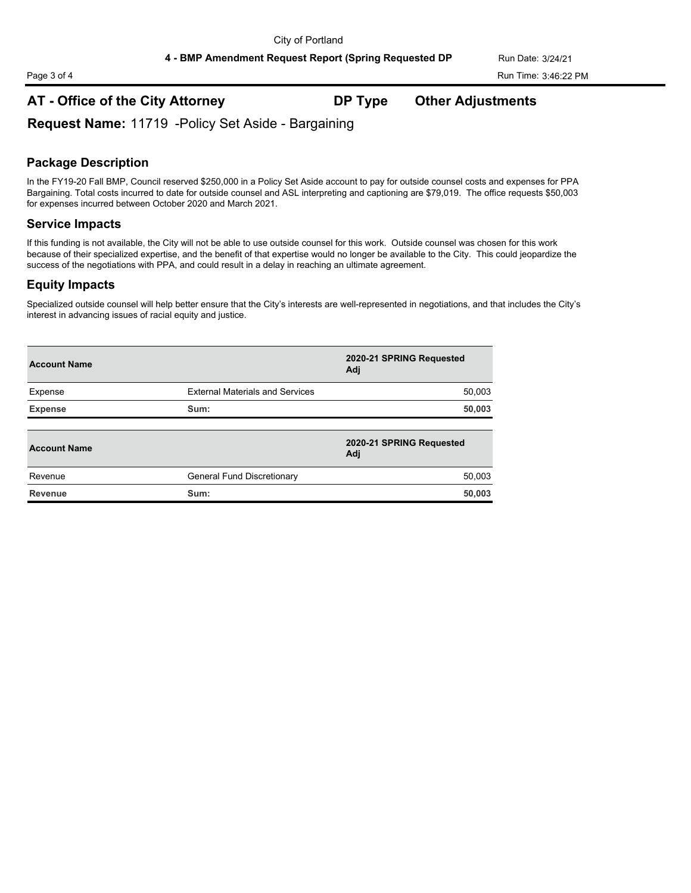## AT - Office of the City Attorney DP Type Other Adjustments

**Request Name:** 11719 -Policy Set Aside - Bargaining

### Package Description

In the FY19-20 Fall BMP, Council reserved $250,000 in a Policy Set Aside account to pay for outside counsel costs and expenses for PPA Bargaining. Total costs incurred to date for outside counsel and ASL interpreting and captioning are $79,019. The office requests $50,003 for expenses incurred between October 2020 and March 2021.

### Service Impacts

If this funding is not available, the City will not be able to use outside counsel for this work. Outside counsel was chosen for this work because of their specialized expertise, and the benefit of that expertise would no longer be available to the City. This could jeopardize the success of the negotiations with PPA, and could result in a delay in reaching an ultimate agreement.

### Equity Impacts

Specialized outside counsel will help better ensure that the City's interests are well-represented in negotiations, and that includes the City's interest in advancing issues of racial equity and justice.

| Account Name | | 2020-21 SPRING Requested Adj |
|---|---|---|
| Expense | External Materials and Services | 50,003 |
| **Expense** | **Sum:** | **50,003** |

| Account Name | | 2020-21 SPRING Requested Adj |
|---|---|---|
| Revenue | General Fund Discretionary | 50,003 |
| **Revenue** | **Sum:** | **50,003** |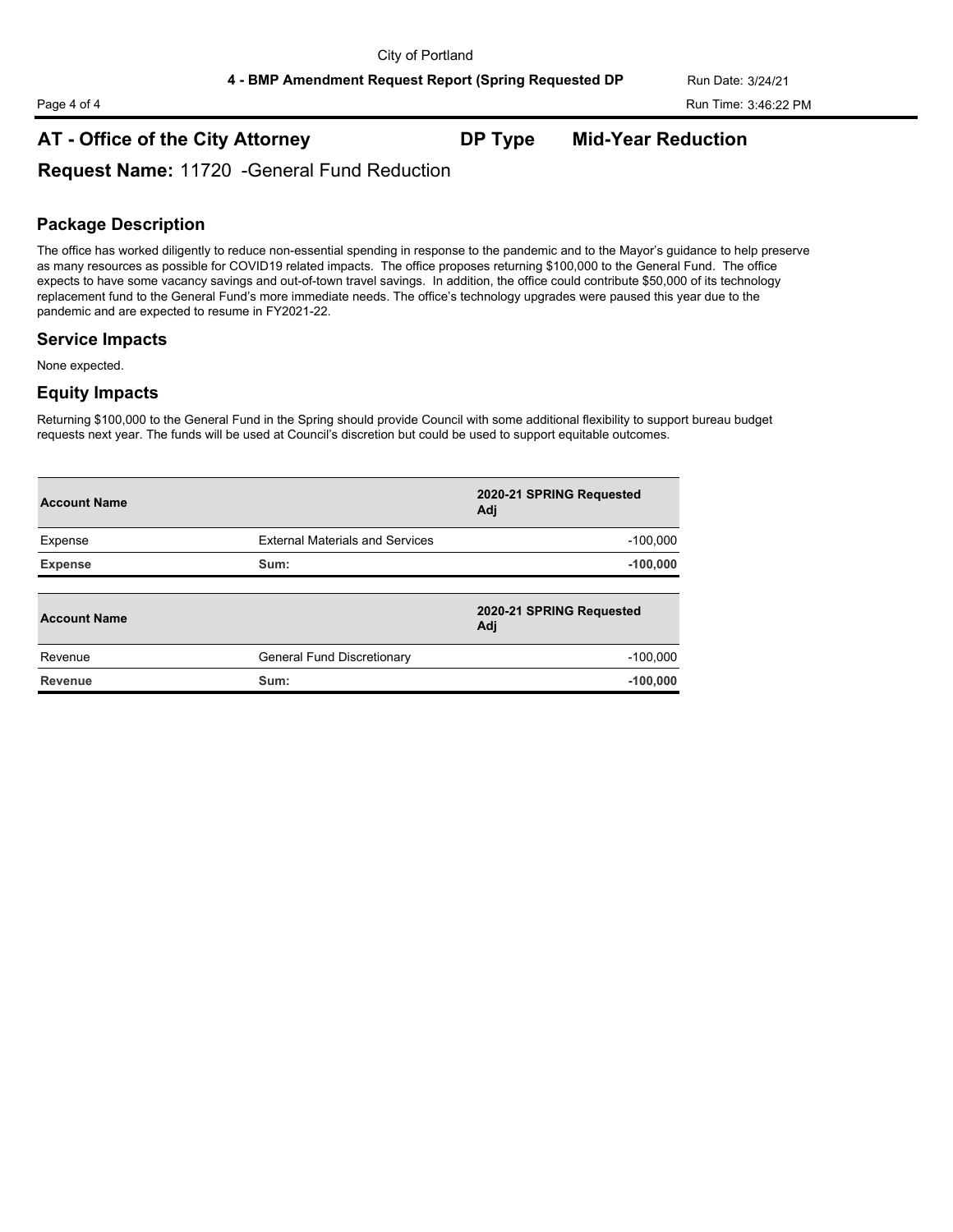## AT - Office of the City Attorney DP Type Mid-Year Reduction

**Request Name:** 11720 -General Fund Reduction

### Package Description

The office has worked diligently to reduce non-essential spending in response to the pandemic and to the Mayor's guidance to help preserve as many resources as possible for COVID19 related impacts. The office proposes returning $100,000 to the General Fund. The office expects to have some vacancy savings and out-of-town travel savings. In addition, the office could contribute $50,000 of its technology replacement fund to the General Fund's more immediate needs. The office's technology upgrades were paused this year due to the pandemic and are expected to resume in FY2021-22.

### Service Impacts

None expected.

### Equity Impacts

Returning $100,000 to the General Fund in the Spring should provide Council with some additional flexibility to support bureau budget requests next year. The funds will be used at Council's discretion but could be used to support equitable outcomes.

| Account Name | | 2020-21 SPRING Requested Adj |
|---|---|---|
| Expense | External Materials and Services | -100,000 |
| **Expense** | **Sum:** | **-100,000** |

| Account Name | | 2020-21 SPRING Requested Adj |
|---|---|---|
| Revenue | General Fund Discretionary | -100,000 |
| **Revenue** | **Sum:** | **-100,000** |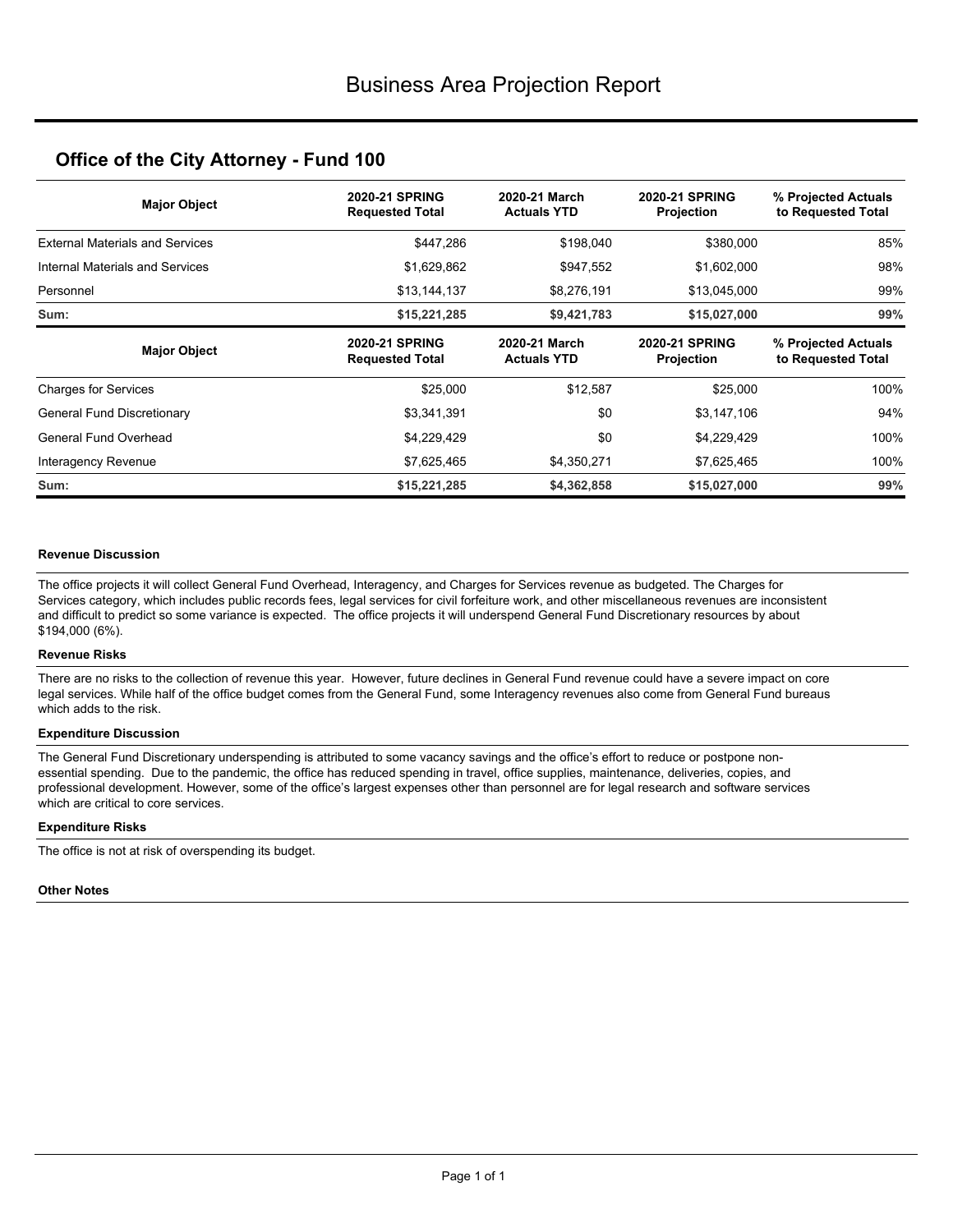# Business Area Projection Report

## Office of the City Attorney - Fund 100

| Major Object | 2020-21 SPRING Requested Total | 2020-21 March Actuals YTD | 2020-21 SPRING Projection | % Projected Actuals to Requested Total |
|---|---|---|---|---|
| External Materials and Services | $447,286 | $198,040 | $380,000 | 85% |
| Internal Materials and Services | $1,629,862 | $947,552 | $1,602,000 | 98% |
| Personnel | $13,144,137 | $8,276,191 | $13,045,000 | 99% |
| **Sum:** | **$15,221,285** | **$9,421,783** | **$15,027,000** | **99%** |

| Major Object | 2020-21 SPRING Requested Total | 2020-21 March Actuals YTD | 2020-21 SPRING Projection | % Projected Actuals to Requested Total |
|---|---|---|---|---|
| Charges for Services | $25,000 | $12,587 | $25,000 | 100% |
| General Fund Discretionary | $3,341,391 | $0 | $3,147,106 | 94% |
| General Fund Overhead | $4,229,429 | $0 | $4,229,429 | 100% |
| Interagency Revenue | $7,625,465 | $4,350,271 | $7,625,465 | 100% |
| **Sum:** | **$15,221,285** | **$4,362,858** | **$15,027,000** | **99%** |

#### Revenue Discussion

The office projects it will collect General Fund Overhead, Interagency, and Charges for Services revenue as budgeted. The Charges for Services category, which includes public records fees, legal services for civil forfeiture work, and other miscellaneous revenues are inconsistent and difficult to predict so some variance is expected. The office projects it will underspend General Fund Discretionary resources by about $194,000 (6%).

#### Revenue Risks

There are no risks to the collection of revenue this year. However, future declines in General Fund revenue could have a severe impact on core legal services. While half of the office budget comes from the General Fund, some Interagency revenues also come from General Fund bureaus which adds to the risk.

#### Expenditure Discussion

The General Fund Discretionary underspending is attributed to some vacancy savings and the office's effort to reduce or postpone non-essential spending. Due to the pandemic, the office has reduced spending in travel, office supplies, maintenance, deliveries, copies, and professional development. However, some of the office's largest expenses other than personnel are for legal research and software services which are critical to core services.

#### Expenditure Risks

The office is not at risk of overspending its budget.

#### Other Notes